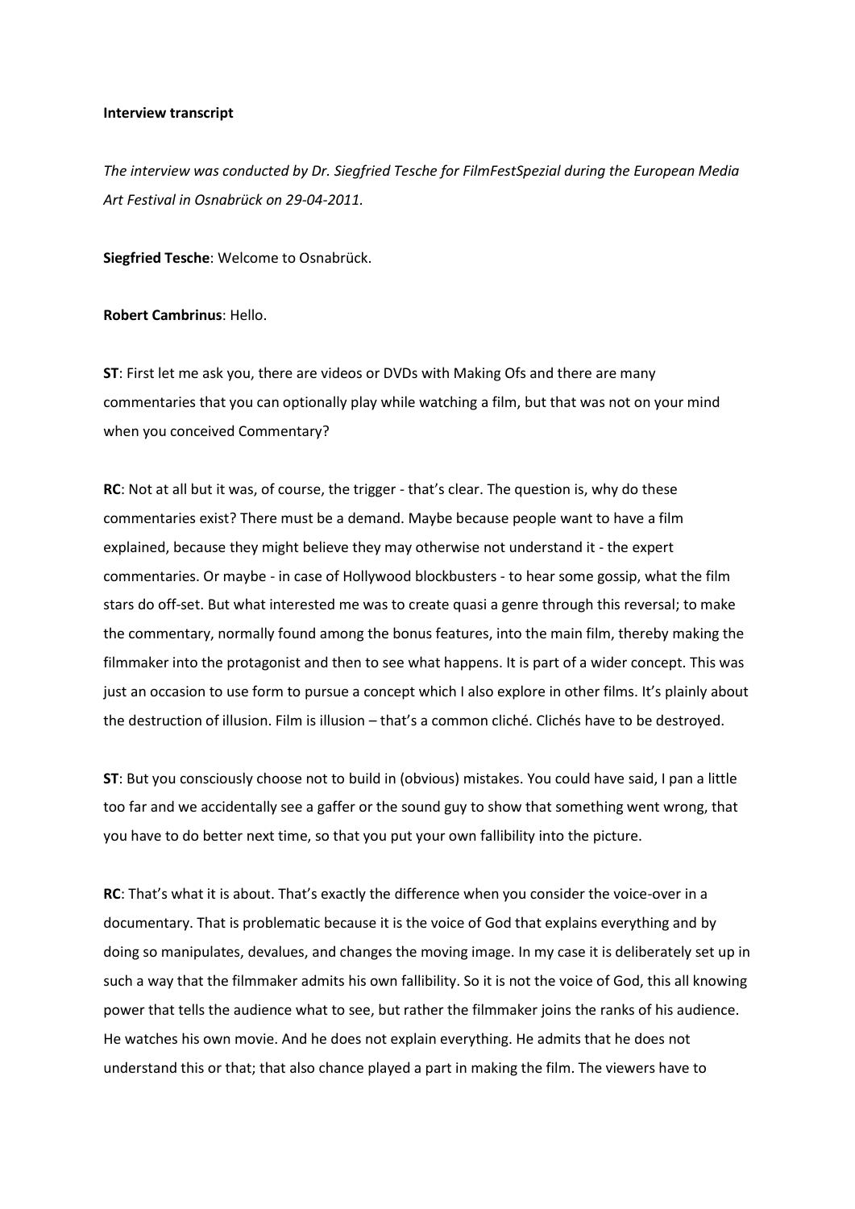**Interview transcript**

*The interview was conducted by Dr. Siegfried Tesche for FilmFestSpezial during the European Media Art Festival in Osnabrück on 29-04-2011.*

**Siegfried Tesche**: Welcome to Osnabrück.

**Robert Cambrinus**: Hello.

**ST**: First let me ask you, there are videos or DVDs with Making Ofs and there are many commentaries that you can optionally play while watching a film, but that was not on your mind when you conceived Commentary?

**RC**: Not at all but it was, of course, the trigger - that's clear. The question is, why do these commentaries exist? There must be a demand. Maybe because people want to have a film explained, because they might believe they may otherwise not understand it - the expert commentaries. Or maybe - in case of Hollywood blockbusters - to hear some gossip, what the film stars do off-set. But what interested me was to create quasi a genre through this reversal; to make the commentary, normally found among the bonus features, into the main film, thereby making the filmmaker into the protagonist and then to see what happens. It is part of a wider concept. This was just an occasion to use form to pursue a concept which I also explore in other films. It's plainly about the destruction of illusion. Film is illusion – that's a common cliché. Clichés have to be destroyed.

**ST**: But you consciously choose not to build in (obvious) mistakes. You could have said, I pan a little too far and we accidentally see a gaffer or the sound guy to show that something went wrong, that you have to do better next time, so that you put your own fallibility into the picture.

**RC**: That's what it is about. That's exactly the difference when you consider the voice-over in a documentary. That is problematic because it is the voice of God that explains everything and by doing so manipulates, devalues, and changes the moving image. In my case it is deliberately set up in such a way that the filmmaker admits his own fallibility. So it is not the voice of God, this all knowing power that tells the audience what to see, but rather the filmmaker joins the ranks of his audience. He watches his own movie. And he does not explain everything. He admits that he does not understand this or that; that also chance played a part in making the film. The viewers have to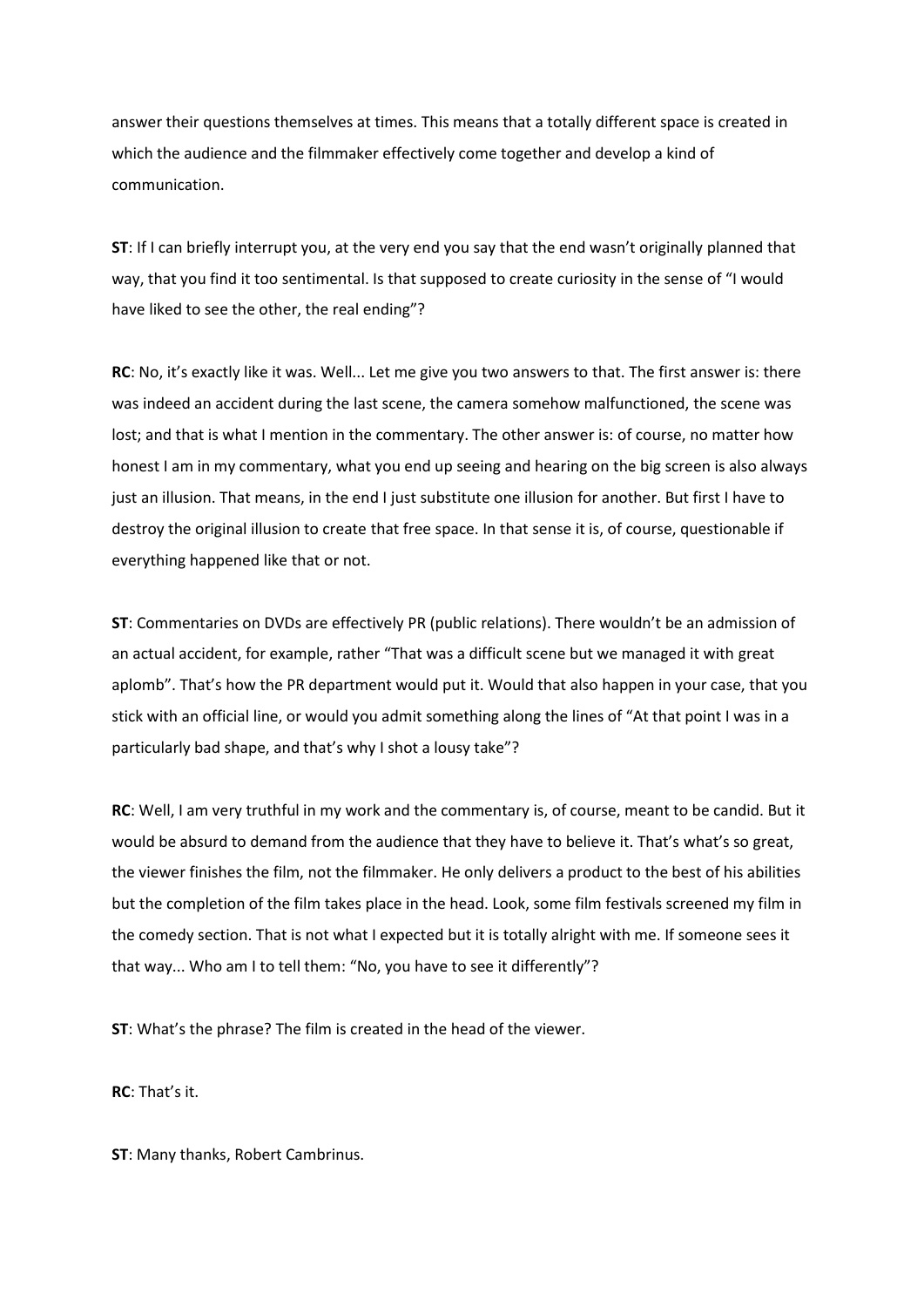answer their questions themselves at times. This means that a totally different space is created in which the audience and the filmmaker effectively come together and develop a kind of communication.

**ST**: If I can briefly interrupt you, at the very end you say that the end wasn't originally planned that way, that you find it too sentimental. Is that supposed to create curiosity in the sense of "I would have liked to see the other, the real ending"?

**RC**: No, it's exactly like it was. Well... Let me give you two answers to that. The first answer is: there was indeed an accident during the last scene, the camera somehow malfunctioned, the scene was lost; and that is what I mention in the commentary. The other answer is: of course, no matter how honest I am in my commentary, what you end up seeing and hearing on the big screen is also always just an illusion. That means, in the end I just substitute one illusion for another. But first I have to destroy the original illusion to create that free space. In that sense it is, of course, questionable if everything happened like that or not.

**ST**: Commentaries on DVDs are effectively PR (public relations). There wouldn't be an admission of an actual accident, for example, rather "That was a difficult scene but we managed it with great aplomb". That's how the PR department would put it. Would that also happen in your case, that you stick with an official line, or would you admit something along the lines of "At that point I was in a particularly bad shape, and that's why I shot a lousy take"?

**RC**: Well, I am very truthful in my work and the commentary is, of course, meant to be candid. But it would be absurd to demand from the audience that they have to believe it. That's what's so great, the viewer finishes the film, not the filmmaker. He only delivers a product to the best of his abilities but the completion of the film takes place in the head. Look, some film festivals screened my film in the comedy section. That is not what I expected but it is totally alright with me. If someone sees it that way... Who am I to tell them: "No, you have to see it differently"?

**ST**: What's the phrase? The film is created in the head of the viewer.

**RC**: That's it.

**ST**: Many thanks, Robert Cambrinus.